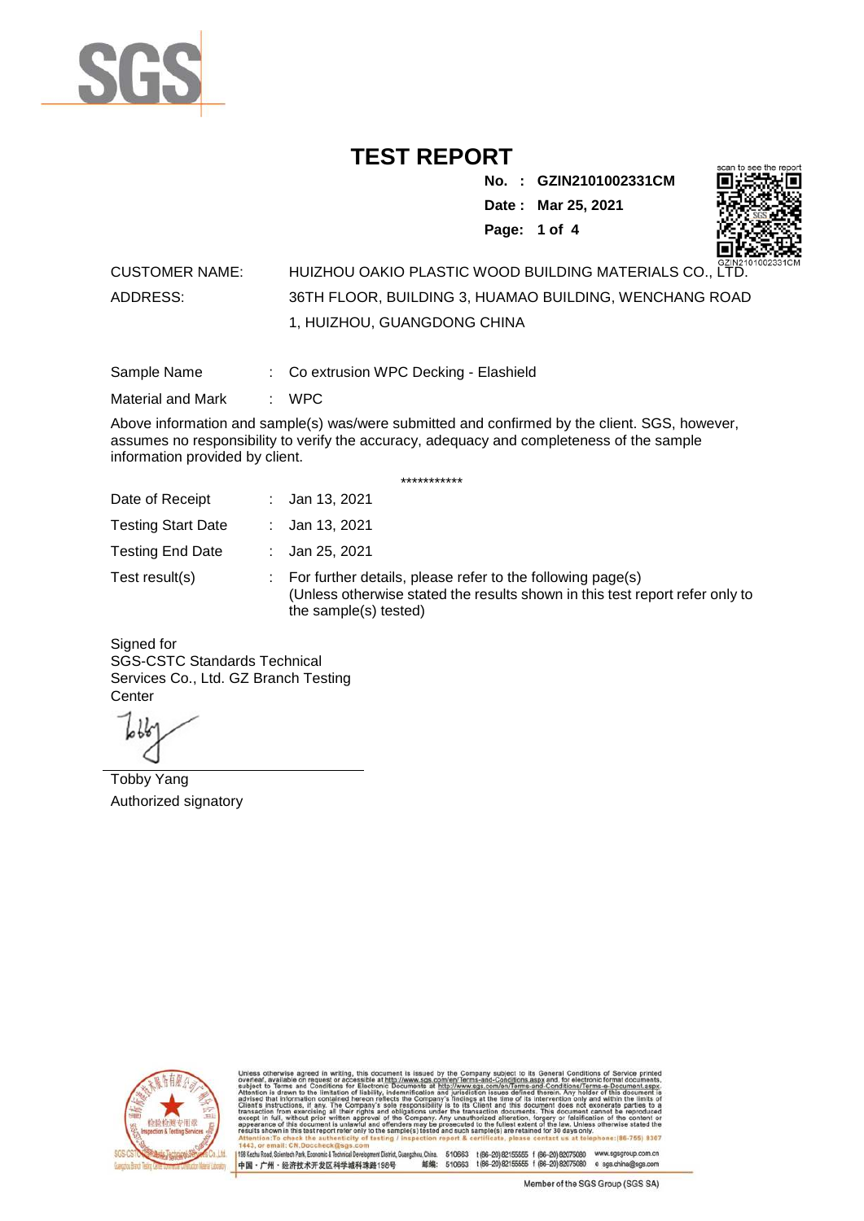# TEST REPORT

**No. : GZIN2101002331CM**
**Date : Mar 25, 2021**

CUSTOMER NAME: HUIZHOU OAKIO PLASTIC WOOD BUILDING MATERIALS CO., LTD.

ADDRESS: 36TH FLOOR, BUILDING 3, HUAMAO BUILDING, WENCHANG ROAD 1, HUIZHOU, GUANGDONG CHINA

Sample Name : Co extrusion WPC Decking - Elashield

Material and Mark : WPC

Above information and sample(s) was/were submitted and confirmed by the client. SGS, however, assumes no responsibility to verify the accuracy, adequacy and completeness of the sample information provided by client.

***********

Date of Receipt : Jan 13, 2021

Testing Start Date : Jan 13, 2021

Testing End Date : Jan 25, 2021

Test result(s) : For further details, please refer to the following page(s)
(Unless otherwise stated the results shown in this test report refer only to the sample(s) tested)

Signed for
SGS-CSTC Standards Technical Services Co., Ltd. GZ Branch Testing Center

Tobby Yang
Authorized signatory

Unless otherwise agreed in writing, this document is issued by the Company subject to its General Conditions of Service printed overleaf, available on request or accessible at http://www.sgs.com/en/Terms-and-Conditions.aspx and, for electronic format documents, subject to Terms and Conditions for Electronic Documents at http://www.sgs.com/en/Terms-and-Conditions/Terms-e-Document.aspx. Attention is drawn to the limitation of liability, indemnification and jurisdiction issues defined therein. Any holder of this document is advised that information contained hereon reflects the Company's findings at the time of its intervention only and within the limits of Client's instructions, if any. The Company's sole responsibility is to its Client and this document does not exonerate parties to a transaction from exercising all their rights and obligations under the transaction documents. This document cannot be reproduced except in full, without prior written approval of the Company. Any unauthorized alteration, forgery or falsification of the content or appearance of this document is unlawful and offenders may be prosecuted to the fullest extent of the law. Unless otherwise stated the results shown in this test report refer only to the sample(s) tested and such sample(s) are retained for 30 days only.
Attention: To check the authenticity of testing / inspection report & certificate, please contact us at telephone: (86-755) 8307 1443, or email: CN.Doccheck@sgs.com

198 Kezhu Road, Scientech Park, Economic & Technical Development District, Guangzhou, China. 510663 t (86-20) 82155555 f (86-20) 82075080 www.sgsgroup.com.cn
中国・广州・经济技术开发区科学城科珠路198号 邮编: 510663 t (86-20) 82155555 f (86-20) 82075080 e sgs.china@sgs.com

Member of the SGS Group (SGS SA)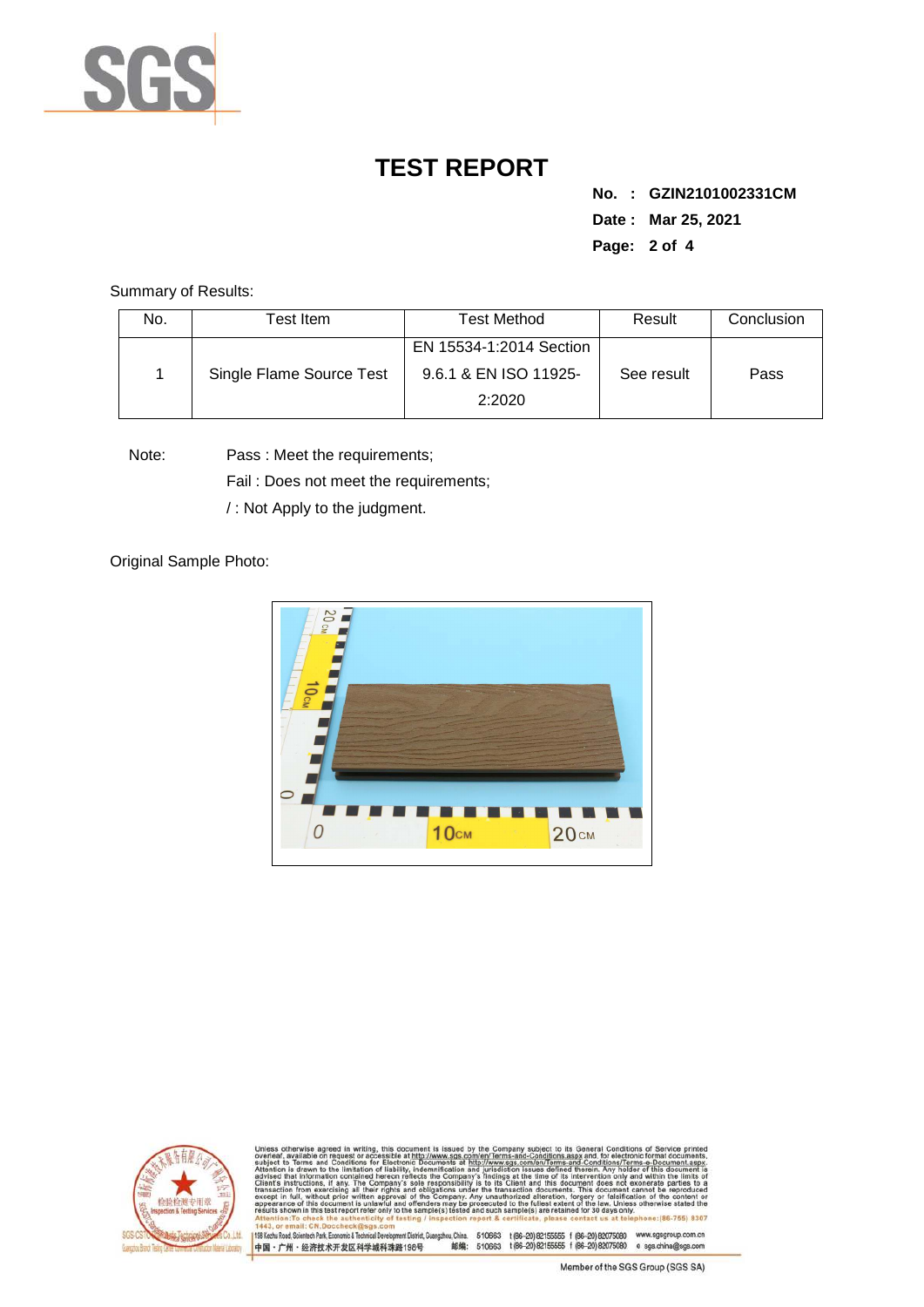# TEST REPORT

**No. : GZIN2101002331CM**
**Date : Mar 25, 2021**

Summary of Results:

| No. | Test Item | Test Method | Result | Conclusion |
|---|---|---|---|---|
| 1 | Single Flame Source Test | EN 15534-1:2014 Section 9.6.1 & EN ISO 11925-2:2020 | See result | Pass |

Note: Pass : Meet the requirements;
Fail : Does not meet the requirements;
/ : Not Apply to the judgment.

Original Sample Photo:

Unless otherwise agreed in writing, this document is issued by the Company subject to its General Conditions of Service printed overleaf, available on request or accessible at http://www.sgs.com/en/Terms-and-Conditions.aspx and, for electronic format documents, subject to Terms and Conditions for Electronic Documents at http://www.sgs.com/en/Terms-and-Conditions/Terms-e-Document.aspx. Attention is drawn to the limitation of liability, indemnification and jurisdiction issues defined therein. Any holder of this document is advised that information contained hereon reflects the Company's findings at the time of its intervention only and within the limits of Client's instructions, if any. The Company's sole responsibility is to its Client and this document does not exonerate parties to a transaction from exercising all their rights and obligations under the transaction documents. This document cannot be reproduced except in full, without prior written approval of the Company. Any unauthorized alteration, forgery or falsification of the content or appearance of this document is unlawful and offenders may be prosecuted to the fullest extent of the law. Unless otherwise stated the results shown in this test report refer only to the sample(s) tested and such sample(s) are retained for 30 days only.
Attention: To check the authenticity of testing / inspection report & certificate, please contact us at telephone: (86-755) 8307 1443, or email: CN.Doccheck@sgs.com

198 Kezhu Road, Scientech Park, Economic & Technical Development District, Guangzhou, China. 510663 t (86-20) 82155555 f (86-20) 82075080 www.sgsgroup.com.cn
中国・广州・经济技术开发区科学城科珠路198号 邮编: 510663 t (86-20) 82155555 f (86-20) 82075080 e sgs.china@sgs.com

Member of the SGS Group (SGS SA)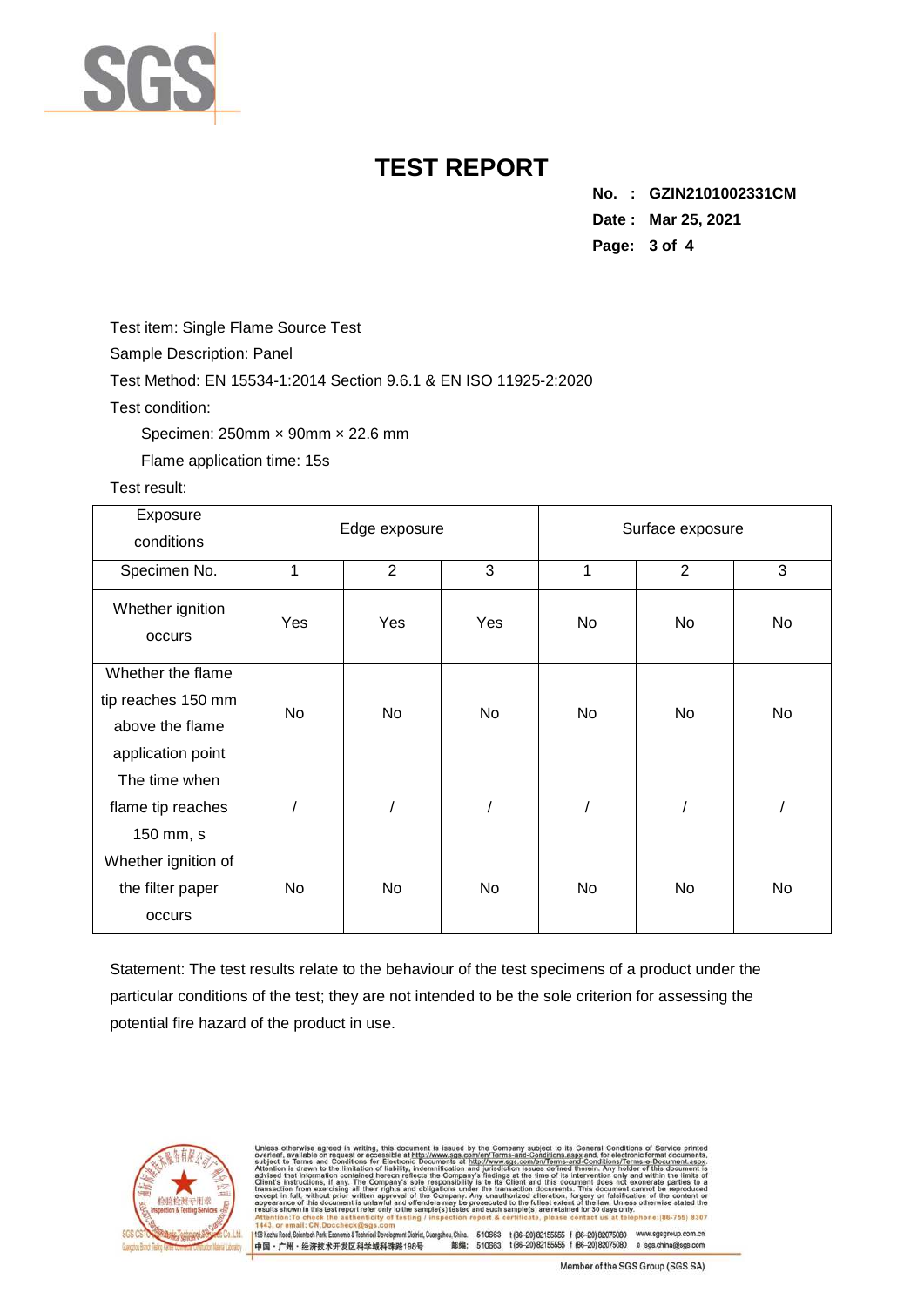# TEST REPORT

**No. : GZIN2101002331CM**
**Date : Mar 25, 2021**

Test item: Single Flame Source Test

Sample Description: Panel

Test Method: EN 15534-1:2014 Section 9.6.1 & EN ISO 11925-2:2020

Test condition:

Specimen: 250mm × 90mm × 22.6 mm

Flame application time: 15s

Test result:

| Exposure conditions | Edge exposure | | | Surface exposure | | |
|---|---|---|---|---|---|---|
| Specimen No. | 1 | 2 | 3 | 1 | 2 | 3 |
| Whether ignition occurs | Yes | Yes | Yes | No | No | No |
| Whether the flame tip reaches 150 mm above the flame application point | No | No | No | No | No | No |
| The time when flame tip reaches 150 mm, s | / | / | / | / | / | / |
| Whether ignition of the filter paper occurs | No | No | No | No | No | No |

Statement: The test results relate to the behaviour of the test specimens of a product under the particular conditions of the test; they are not intended to be the sole criterion for assessing the potential fire hazard of the product in use.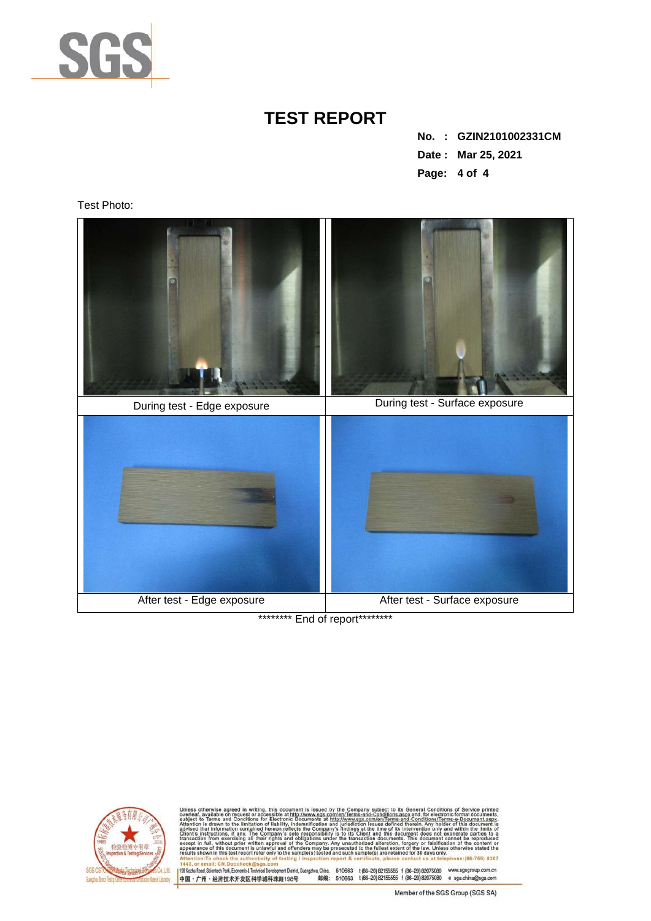# TEST REPORT

**No. : GZIN2101002331CM**
**Date : Mar 25, 2021**

Test Photo:

| | |
|---|---|
| During test - Edge exposure | During test - Surface exposure |
| After test - Edge exposure | After test - Surface exposure |

******** End of report********